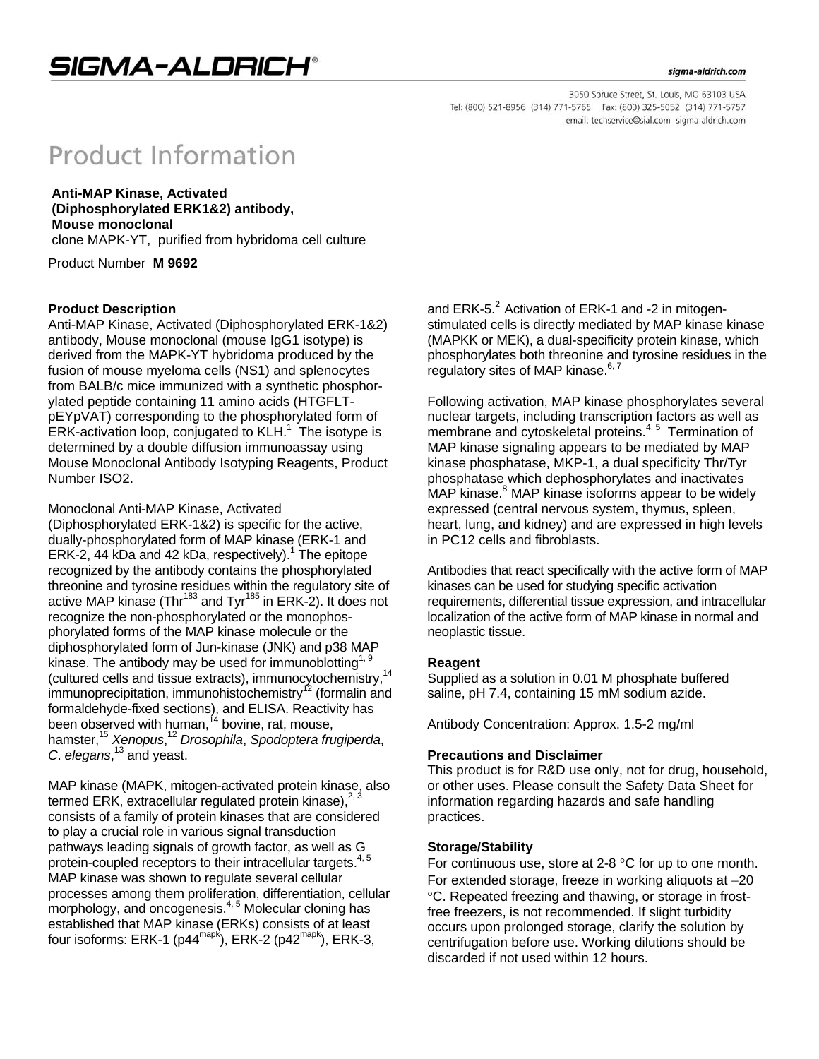# Product Information

**Anti-MAP Kinase, Activated (Diphosphorylated ERK1&2) antibody, Mouse monoclonal**
clone MAPK-YT, purified from hybridoma cell culture

Product Number **M 9692**

### Product Description

Anti-MAP Kinase, Activated (Diphosphorylated ERK-1&2) antibody, Mouse monoclonal (mouse IgG1 isotype) is derived from the MAPK-YT hybridoma produced by the fusion of mouse myeloma cells (NS1) and splenocytes from BALB/c mice immunized with a synthetic phosphorylated peptide containing 11 amino acids (HTGFLT-pEYpVAT) corresponding to the phosphorylated form of ERK-activation loop, conjugated to KLH.[1] The isotype is determined by a double diffusion immunoassay using Mouse Monoclonal Antibody Isotyping Reagents, Product Number ISO2.

Monoclonal Anti-MAP Kinase, Activated (Diphosphorylated ERK-1&2) is specific for the active, dually-phosphorylated form of MAP kinase (ERK-1 and ERK-2, 44 kDa and 42 kDa, respectively).[1] The epitope recognized by the antibody contains the phosphorylated threonine and tyrosine residues within the regulatory site of active MAP kinase ($Thr^{183}$ and $Tyr^{185}$ in ERK-2). It does not recognize the non-phosphorylated or the monophosphorylated forms of the MAP kinase molecule or the diphosphorylated form of Jun-kinase (JNK) and p38 MAP kinase. The antibody may be used for immunoblotting[1, 9] (cultured cells and tissue extracts), immunocytochemistry,[14] immunoprecipitation, immunohistochemistry[12] (formalin and formaldehyde-fixed sections), and ELISA. Reactivity has been observed with human,[14] bovine, rat, mouse, hamster,[15] *Xenopus*,[12] *Drosophila*, *Spodoptera frugiperda*, *C. elegans*,[13] and yeast.

MAP kinase (MAPK, mitogen-activated protein kinase, also termed ERK, extracellular regulated protein kinase),[2, 3] consists of a family of protein kinases that are considered to play a crucial role in various signal transduction pathways leading signals of growth factor, as well as G protein-coupled receptors to their intracellular targets.[4, 5] MAP kinase was shown to regulate several cellular processes among them proliferation, differentiation, cellular morphology, and oncogenesis.[4, 5] Molecular cloning has established that MAP kinase (ERKs) consists of at least four isoforms: ERK-1 ($p44^{mapk}$), ERK-2 ($p42^{mapk}$), ERK-3, and ERK-5.[2] Activation of ERK-1 and -2 in mitogen-stimulated cells is directly mediated by MAP kinase kinase (MAPKK or MEK), a dual-specificity protein kinase, which phosphorylates both threonine and tyrosine residues in the regulatory sites of MAP kinase.[6, 7]

Following activation, MAP kinase phosphorylates several nuclear targets, including transcription factors as well as membrane and cytoskeletal proteins.[4, 5] Termination of MAP kinase signaling appears to be mediated by MAP kinase phosphatase, MKP-1, a dual specificity Thr/Tyr phosphatase which dephosphorylates and inactivates MAP kinase.[8] MAP kinase isoforms appear to be widely expressed (central nervous system, thymus, spleen, heart, lung, and kidney) and are expressed in high levels in PC12 cells and fibroblasts.

Antibodies that react specifically with the active form of MAP kinases can be used for studying specific activation requirements, differential tissue expression, and intracellular localization of the active form of MAP kinase in normal and neoplastic tissue.

### Reagent

Supplied as a solution in 0.01 M phosphate buffered saline, pH 7.4, containing 15 mM sodium azide.

Antibody Concentration: Approx. 1.5-2 mg/ml

### Precautions and Disclaimer

This product is for R&D use only, not for drug, household, or other uses. Please consult the Safety Data Sheet for information regarding hazards and safe handling practices.

### Storage/Stability

For continuous use, store at 2-8 °C for up to one month. For extended storage, freeze in working aliquots at −20 °C. Repeated freezing and thawing, or storage in frost-free freezers, is not recommended. If slight turbidity occurs upon prolonged storage, clarify the solution by centrifugation before use. Working dilutions should be discarded if not used within 12 hours.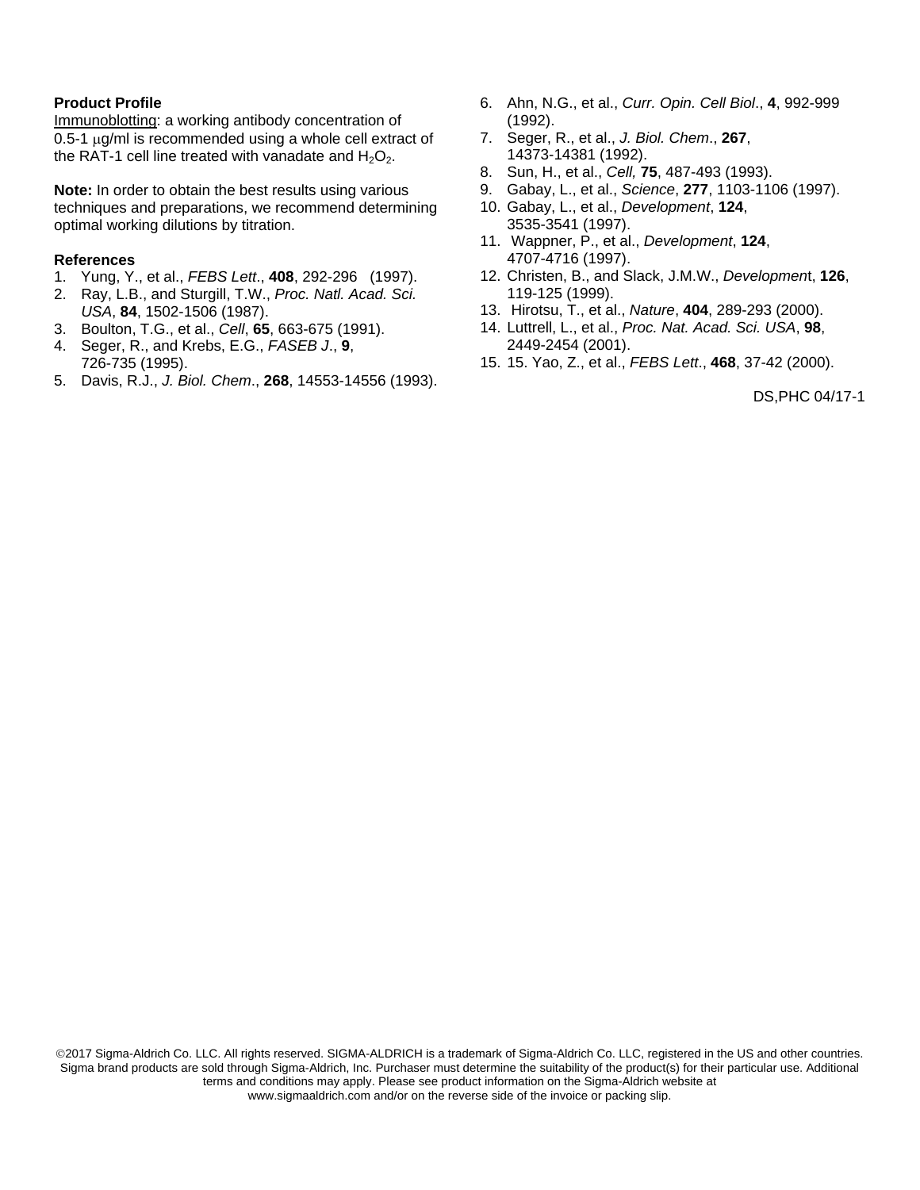**Product Profile**

Immunoblotting: a working antibody concentration of 0.5-1 μg/ml is recommended using a whole cell extract of the RAT-1 cell line treated with vanadate and $H_2O_2$.

**Note:** In order to obtain the best results using various techniques and preparations, we recommend determining optimal working dilutions by titration.

**References**

1. Yung, Y., et al., *FEBS Lett*., **408**, 292-296 (1997).
2. Ray, L.B., and Sturgill, T.W., *Proc. Natl. Acad. Sci. USA*, **84**, 1502-1506 (1987).
3. Boulton, T.G., et al., *Cell*, **65**, 663-675 (1991).
4. Seger, R., and Krebs, E.G., *FASEB J*., **9**, 726-735 (1995).
5. Davis, R.J., *J. Biol. Chem*., **268**, 14553-14556 (1993).
6. Ahn, N.G., et al., *Curr. Opin. Cell Biol*., **4**, 992-999 (1992).
7. Seger, R., et al., *J. Biol. Chem*., **267**, 14373-14381 (1992).
8. Sun, H., et al., *Cell,* **75**, 487-493 (1993).
9. Gabay, L., et al., *Science*, **277**, 1103-1106 (1997).
10. Gabay, L., et al., *Development*, **124**, 3535-3541 (1997).
11. Wappner, P., et al., *Development*, **124**, 4707-4716 (1997).
12. Christen, B., and Slack, J.M.W., *Developmen*t, **126**, 119-125 (1999).
13. Hirotsu, T., et al., *Nature*, **404**, 289-293 (2000).
14. Luttrell, L., et al., *Proc. Nat. Acad. Sci. USA*, **98**, 2449-2454 (2001).
15. 15. Yao, Z., et al., *FEBS Lett*., **468**, 37-42 (2000).

DS,PHC 04/17-1

©2017 Sigma-Aldrich Co. LLC. All rights reserved. SIGMA-ALDRICH is a trademark of Sigma-Aldrich Co. LLC, registered in the US and other countries. Sigma brand products are sold through Sigma-Aldrich, Inc. Purchaser must determine the suitability of the product(s) for their particular use. Additional terms and conditions may apply. Please see product information on the Sigma-Aldrich website at www.sigmaaldrich.com and/or on the reverse side of the invoice or packing slip.